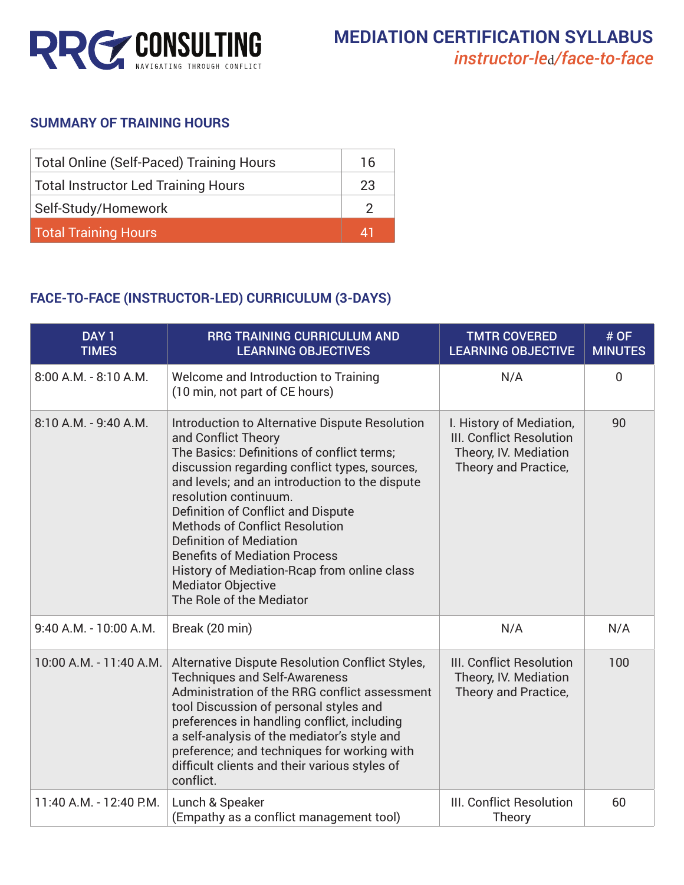# RRG CONSULTING
NAVIGATING THROUGH CONFLICT

# MEDIATION CERTIFICATION SYLLABUS
*instructor-led/face-to-face*

## SUMMARY OF TRAINING HOURS

| | |
|---|---|
| Total Online (Self-Paced) Training Hours | 16 |
| Total Instructor Led Training Hours | 23 |
| Self-Study/Homework | 2 |
| **Total Training Hours** | **41** |

## FACE-TO-FACE (INSTRUCTOR-LED) CURRICULUM (3-DAYS)

| DAY 1 TIMES | RRG TRAINING CURRICULUM AND LEARNING OBJECTIVES | TMTR COVERED LEARNING OBJECTIVE | # OF MINUTES |
|---|---|---|---|
| 8:00 A.M. - 8:10 A.M. | Welcome and Introduction to Training (10 min, not part of CE hours) | N/A | 0 |
| 8:10 A.M. - 9:40 A.M. | Introduction to Alternative Dispute Resolution and Conflict Theory<br>The Basics: Definitions of conflict terms; discussion regarding conflict types, sources, and levels; and an introduction to the dispute resolution continuum.<br>Definition of Conflict and Dispute<br>Methods of Conflict Resolution<br>Definition of Mediation<br>Benefits of Mediation Process<br>History of Mediation-Rcap from online class<br>Mediator Objective<br>The Role of the Mediator | I. History of Mediation, III. Conflict Resolution Theory, IV. Mediation Theory and Practice, | 90 |
| 9:40 A.M. - 10:00 A.M. | Break (20 min) | N/A | N/A |
| 10:00 A.M. - 11:40 A.M. | Alternative Dispute Resolution Conflict Styles, Techniques and Self-Awareness<br>Administration of the RRG conflict assessment tool Discussion of personal styles and preferences in handling conflict, including a self-analysis of the mediator's style and preference; and techniques for working with difficult clients and their various styles of conflict. | III. Conflict Resolution Theory, IV. Mediation Theory and Practice, | 100 |
| 11:40 A.M. - 12:40 P.M. | Lunch & Speaker<br>(Empathy as a conflict management tool) | III. Conflict Resolution Theory | 60 |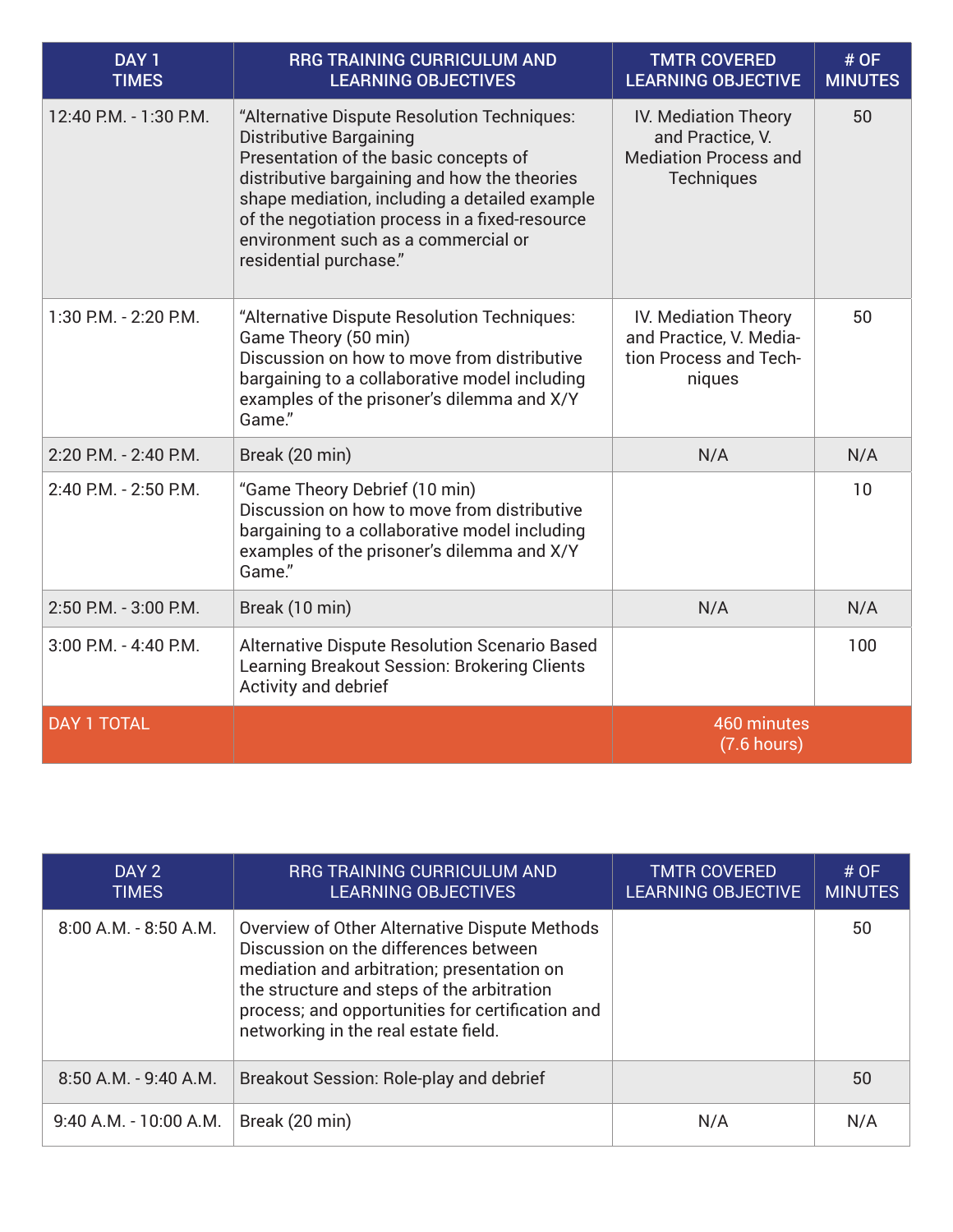| DAY 1 TIMES | RRG TRAINING CURRICULUM AND LEARNING OBJECTIVES | TMTR COVERED LEARNING OBJECTIVE | # OF MINUTES |
|---|---|---|---|
| 12:40 P.M. - 1:30 P.M. | "Alternative Dispute Resolution Techniques: Distributive Bargaining Presentation of the basic concepts of distributive bargaining and how the theories shape mediation, including a detailed example of the negotiation process in a fixed-resource environment such as a commercial or residential purchase." | IV. Mediation Theory and Practice, V. Mediation Process and Techniques | 50 |
| 1:30 P.M. - 2:20 P.M. | "Alternative Dispute Resolution Techniques: Game Theory (50 min) Discussion on how to move from distributive bargaining to a collaborative model including examples of the prisoner's dilemma and X/Y Game." | IV. Mediation Theory and Practice, V. Mediation Process and Techniques | 50 |
| 2:20 P.M. - 2:40 P.M. | Break (20 min) | N/A | N/A |
| 2:40 P.M. - 2:50 P.M. | "Game Theory Debrief (10 min) Discussion on how to move from distributive bargaining to a collaborative model including examples of the prisoner's dilemma and X/Y Game." | | 10 |
| 2:50 P.M. - 3:00 P.M. | Break (10 min) | N/A | N/A |
| 3:00 P.M. - 4:40 P.M. | Alternative Dispute Resolution Scenario Based Learning Breakout Session: Brokering Clients Activity and debrief | | 100 |
| DAY 1 TOTAL | | 460 minutes (7.6 hours) | |

| DAY 2 TIMES | RRG TRAINING CURRICULUM AND LEARNING OBJECTIVES | TMTR COVERED LEARNING OBJECTIVE | # OF MINUTES |
|---|---|---|---|
| 8:00 A.M. - 8:50 A.M. | Overview of Other Alternative Dispute Methods Discussion on the differences between mediation and arbitration; presentation on the structure and steps of the arbitration process; and opportunities for certification and networking in the real estate field. | | 50 |
| 8:50 A.M. - 9:40 A.M. | Breakout Session: Role-play and debrief | | 50 |
| 9:40 A.M. - 10:00 A.M. | Break (20 min) | N/A | N/A |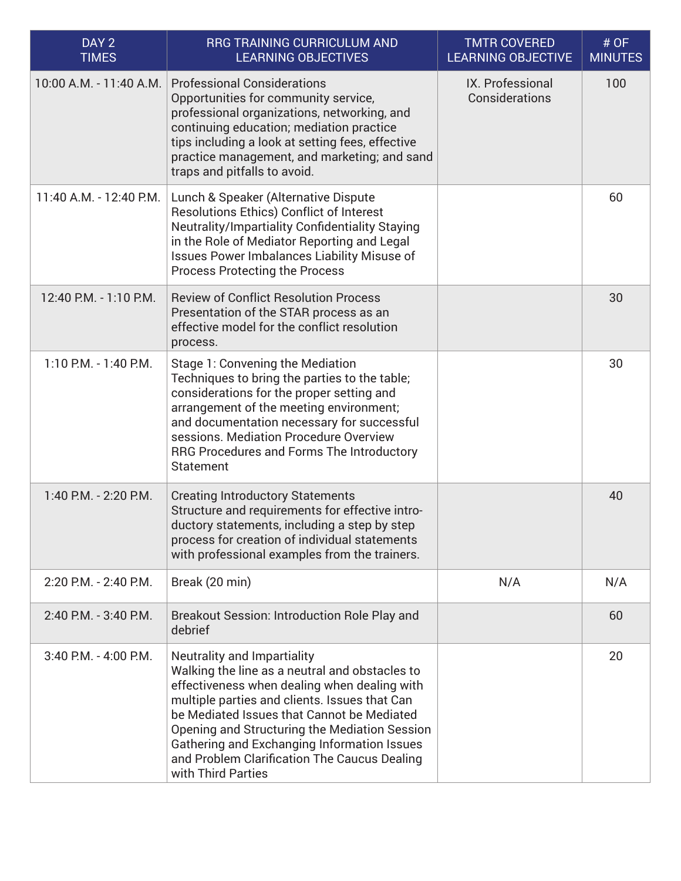| DAY 2 TIMES | RRG TRAINING CURRICULUM AND LEARNING OBJECTIVES | TMTR COVERED LEARNING OBJECTIVE | # OF MINUTES |
|---|---|---|---|
| 10:00 A.M. - 11:40 A.M. | Professional Considerations Opportunities for community service, professional organizations, networking, and continuing education; mediation practice tips including a look at setting fees, effective practice management, and marketing; and sand traps and pitfalls to avoid. | IX. Professional Considerations | 100 |
| 11:40 A.M. - 12:40 P.M. | Lunch & Speaker (Alternative Dispute Resolutions Ethics) Conflict of Interest Neutrality/Impartiality Confidentiality Staying in the Role of Mediator Reporting and Legal Issues Power Imbalances Liability Misuse of Process Protecting the Process | | 60 |
| 12:40 P.M. - 1:10 P.M. | Review of Conflict Resolution Process Presentation of the STAR process as an effective model for the conflict resolution process. | | 30 |
| 1:10 P.M. - 1:40 P.M. | Stage 1: Convening the Mediation Techniques to bring the parties to the table; considerations for the proper setting and arrangement of the meeting environment; and documentation necessary for successful sessions. Mediation Procedure Overview RRG Procedures and Forms The Introductory Statement | | 30 |
| 1:40 P.M. - 2:20 P.M. | Creating Introductory Statements Structure and requirements for effective introductory statements, including a step by step process for creation of individual statements with professional examples from the trainers. | | 40 |
| 2:20 P.M. - 2:40 P.M. | Break (20 min) | N/A | N/A |
| 2:40 P.M. - 3:40 P.M. | Breakout Session: Introduction Role Play and debrief | | 60 |
| 3:40 P.M. - 4:00 P.M. | Neutrality and Impartiality Walking the line as a neutral and obstacles to effectiveness when dealing when dealing with multiple parties and clients. Issues that Can be Mediated Issues that Cannot be Mediated Opening and Structuring the Mediation Session Gathering and Exchanging Information Issues and Problem Clarification The Caucus Dealing with Third Parties | | 20 |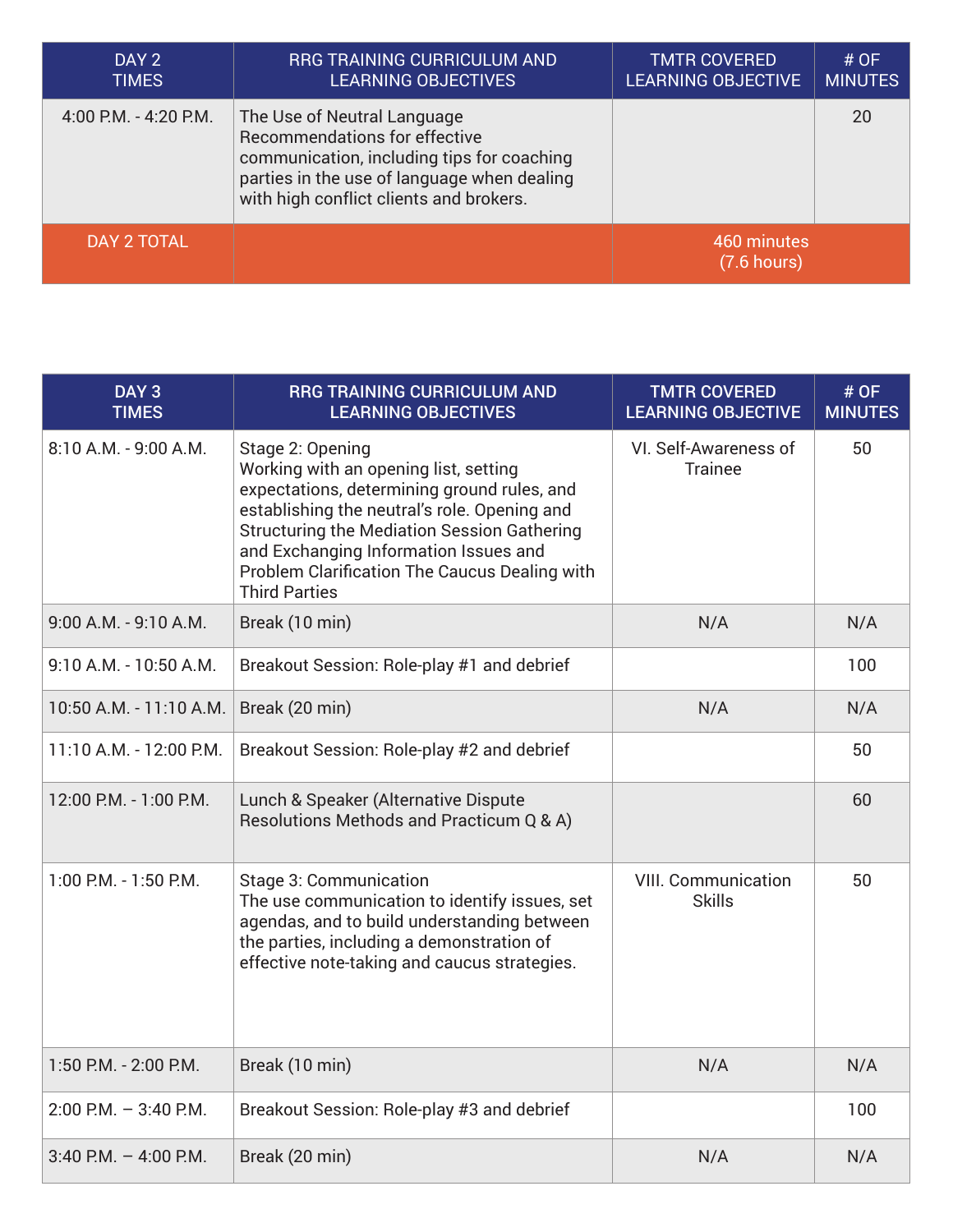| DAY 2 TIMES | RRG TRAINING CURRICULUM AND LEARNING OBJECTIVES | TMTR COVERED LEARNING OBJECTIVE | # OF MINUTES |
|---|---|---|---|
| 4:00 P.M. - 4:20 P.M. | The Use of Neutral Language Recommendations for effective communication, including tips for coaching parties in the use of language when dealing with high conflict clients and brokers. | | 20 |
| DAY 2 TOTAL | | 460 minutes (7.6 hours) | |

| DAY 3 TIMES | RRG TRAINING CURRICULUM AND LEARNING OBJECTIVES | TMTR COVERED LEARNING OBJECTIVE | # OF MINUTES |
|---|---|---|---|
| 8:10 A.M. - 9:00 A.M. | Stage 2: Opening Working with an opening list, setting expectations, determining ground rules, and establishing the neutral's role. Opening and Structuring the Mediation Session Gathering and Exchanging Information Issues and Problem Clarification The Caucus Dealing with Third Parties | VI. Self-Awareness of Trainee | 50 |
| 9:00 A.M. - 9:10 A.M. | Break (10 min) | N/A | N/A |
| 9:10 A.M. - 10:50 A.M. | Breakout Session: Role-play #1 and debrief | | 100 |
| 10:50 A.M. - 11:10 A.M. | Break (20 min) | N/A | N/A |
| 11:10 A.M. - 12:00 P.M. | Breakout Session: Role-play #2 and debrief | | 50 |
| 12:00 P.M. - 1:00 P.M. | Lunch & Speaker (Alternative Dispute Resolutions Methods and Practicum Q & A) | | 60 |
| 1:00 P.M. - 1:50 P.M. | Stage 3: Communication The use communication to identify issues, set agendas, and to build understanding between the parties, including a demonstration of effective note-taking and caucus strategies. | VIII. Communication Skills | 50 |
| 1:50 P.M. - 2:00 P.M. | Break (10 min) | N/A | N/A |
| 2:00 P.M. – 3:40 P.M. | Breakout Session: Role-play #3 and debrief | | 100 |
| 3:40 P.M. – 4:00 P.M. | Break (20 min) | N/A | N/A |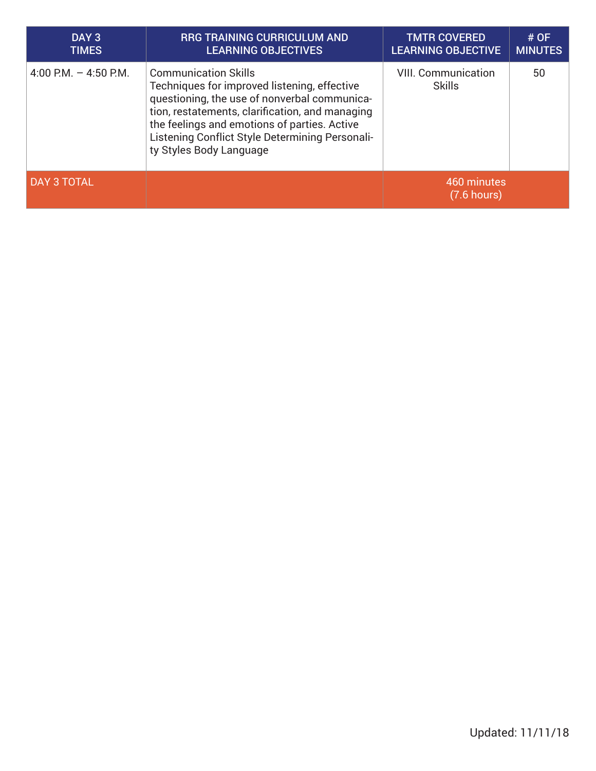| DAY 3 TIMES | RRG TRAINING CURRICULUM AND LEARNING OBJECTIVES | TMTR COVERED LEARNING OBJECTIVE | # OF MINUTES |
|---|---|---|---|
| 4:00 P.M. – 4:50 P.M. | Communication Skills<br>Techniques for improved listening, effective questioning, the use of nonverbal communication, restatements, clarification, and managing the feelings and emotions of parties. Active Listening Conflict Style Determining Personality Styles Body Language | VIII. Communication Skills | 50 |
| DAY 3 TOTAL | | 460 minutes (7.6 hours) | |

Updated: 11/11/18